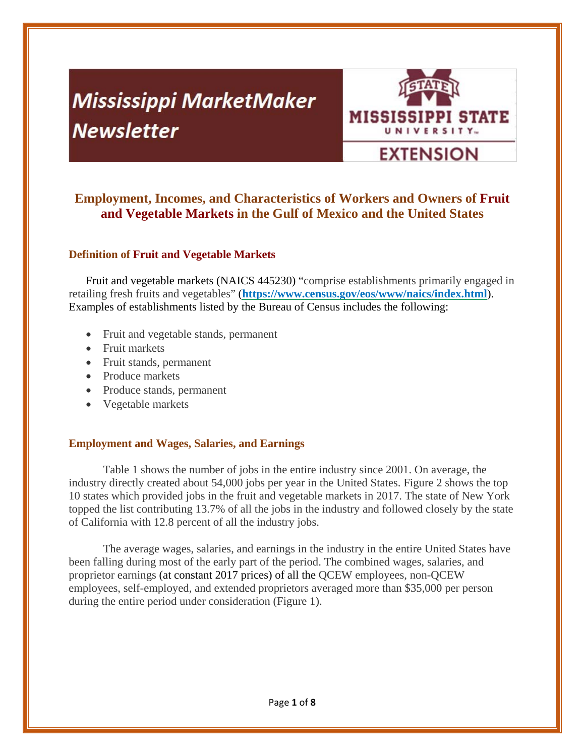Mississippi MarketMaker Newsletter

MISSISSIPPI STATE UNIVERSITY EXTENSION

# Employment, Incomes, and Characteristics of Workers and Owners of Fruit and Vegetable Markets in the Gulf of Mexico and the United States

## Definition of Fruit and Vegetable Markets

Fruit and vegetable markets (NAICS 445230) "comprise establishments primarily engaged in retailing fresh fruits and vegetables" (**https://www.census.gov/eos/www/naics/index.html**). Examples of establishments listed by the Bureau of Census includes the following:

- Fruit and vegetable stands, permanent
- Fruit markets
- Fruit stands, permanent
- Produce markets
- Produce stands, permanent
- Vegetable markets

## Employment and Wages, Salaries, and Earnings

Table 1 shows the number of jobs in the entire industry since 2001. On average, the industry directly created about 54,000 jobs per year in the United States. Figure 2 shows the top 10 states which provided jobs in the fruit and vegetable markets in 2017. The state of New York topped the list contributing 13.7% of all the jobs in the industry and followed closely by the state of California with 12.8 percent of all the industry jobs.

The average wages, salaries, and earnings in the industry in the entire United States have been falling during most of the early part of the period. The combined wages, salaries, and proprietor earnings (at constant 2017 prices) of all the QCEW employees, non-QCEW employees, self-employed, and extended proprietors averaged more than $35,000 per person during the entire period under consideration (Figure 1).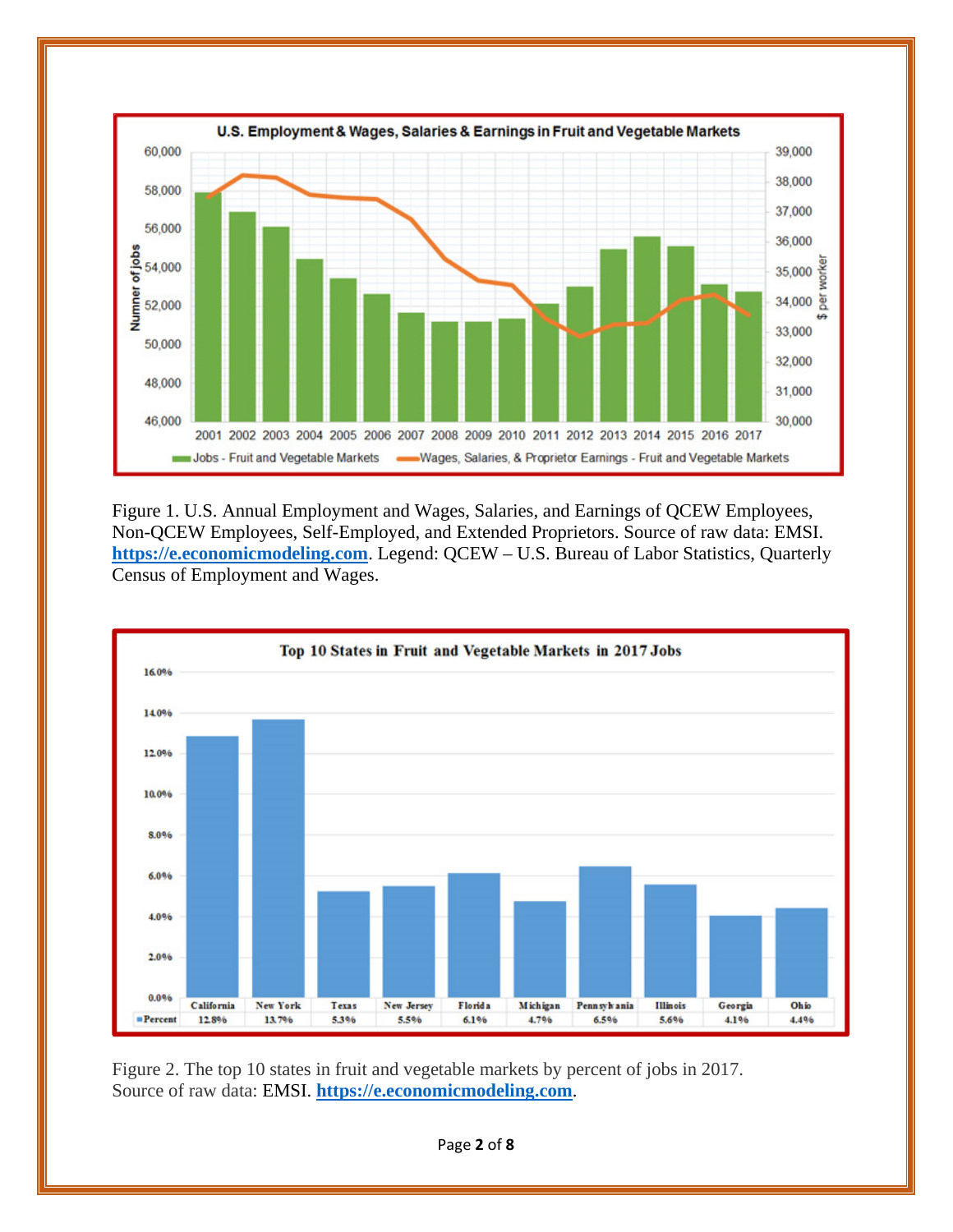Figure 1. U.S. Annual Employment and Wages, Salaries, and Earnings of QCEW Employees, Non-QCEW Employees, Self-Employed, and Extended Proprietors. Source of raw data: EMSI. **https://e.economicmodeling.com**. Legend: QCEW – U.S. Bureau of Labor Statistics, Quarterly Census of Employment and Wages.

Figure 2. The top 10 states in fruit and vegetable markets by percent of jobs in 2017. Source of raw data: EMSI. **https://e.economicmodeling.com**.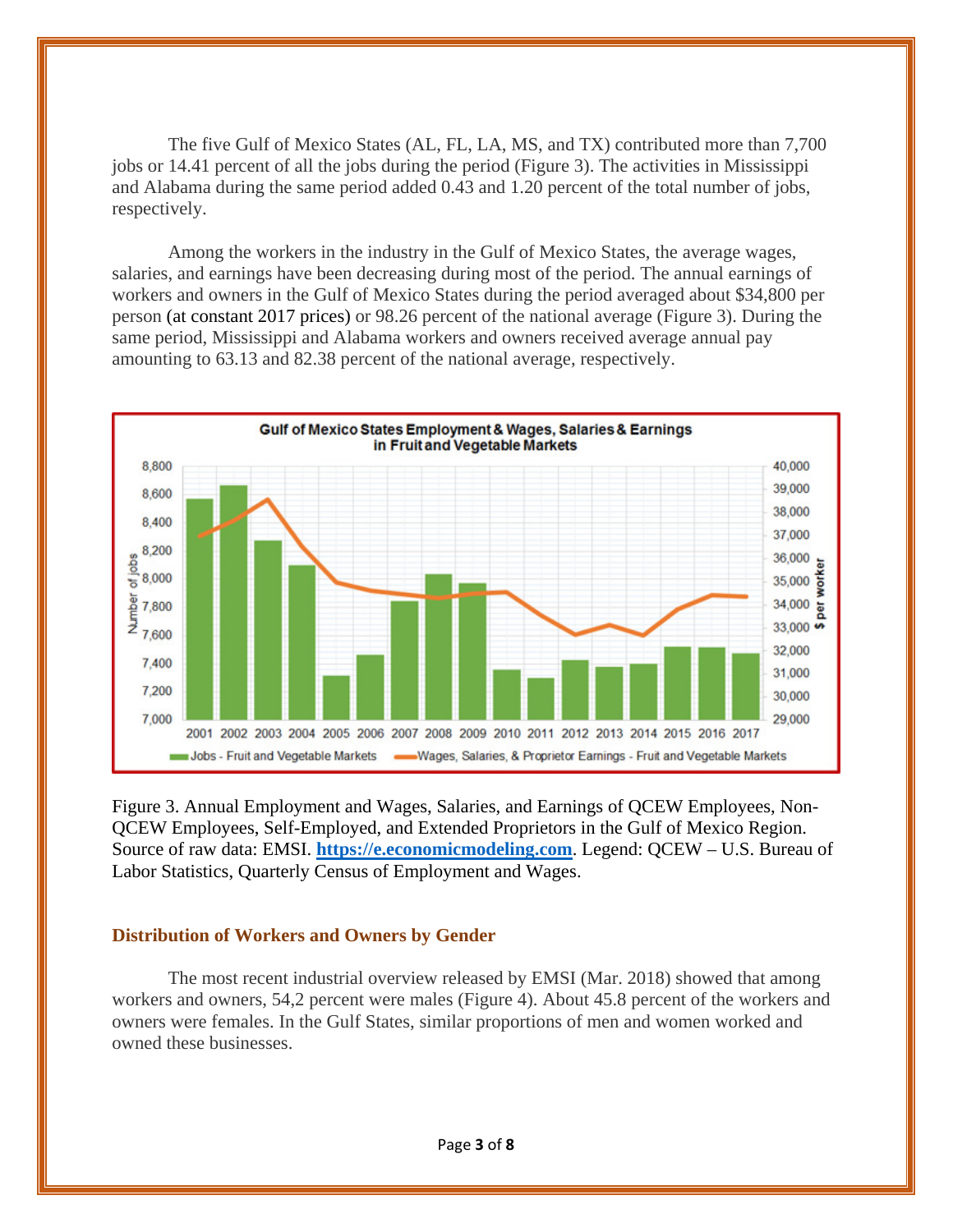The five Gulf of Mexico States (AL, FL, LA, MS, and TX) contributed more than 7,700 jobs or 14.41 percent of all the jobs during the period (Figure 3). The activities in Mississippi and Alabama during the same period added 0.43 and 1.20 percent of the total number of jobs, respectively.

Among the workers in the industry in the Gulf of Mexico States, the average wages, salaries, and earnings have been decreasing during most of the period. The annual earnings of workers and owners in the Gulf of Mexico States during the period averaged about $34,800 per person (at constant 2017 prices) or 98.26 percent of the national average (Figure 3). During the same period, Mississippi and Alabama workers and owners received average annual pay amounting to 63.13 and 82.38 percent of the national average, respectively.

Figure 3. Annual Employment and Wages, Salaries, and Earnings of QCEW Employees, Non-QCEW Employees, Self-Employed, and Extended Proprietors in the Gulf of Mexico Region. Source of raw data: EMSI. **https://e.economicmodeling.com**. Legend: QCEW – U.S. Bureau of Labor Statistics, Quarterly Census of Employment and Wages.

## Distribution of Workers and Owners by Gender

The most recent industrial overview released by EMSI (Mar. 2018) showed that among workers and owners, 54,2 percent were males (Figure 4). About 45.8 percent of the workers and owners were females. In the Gulf States, similar proportions of men and women worked and owned these businesses.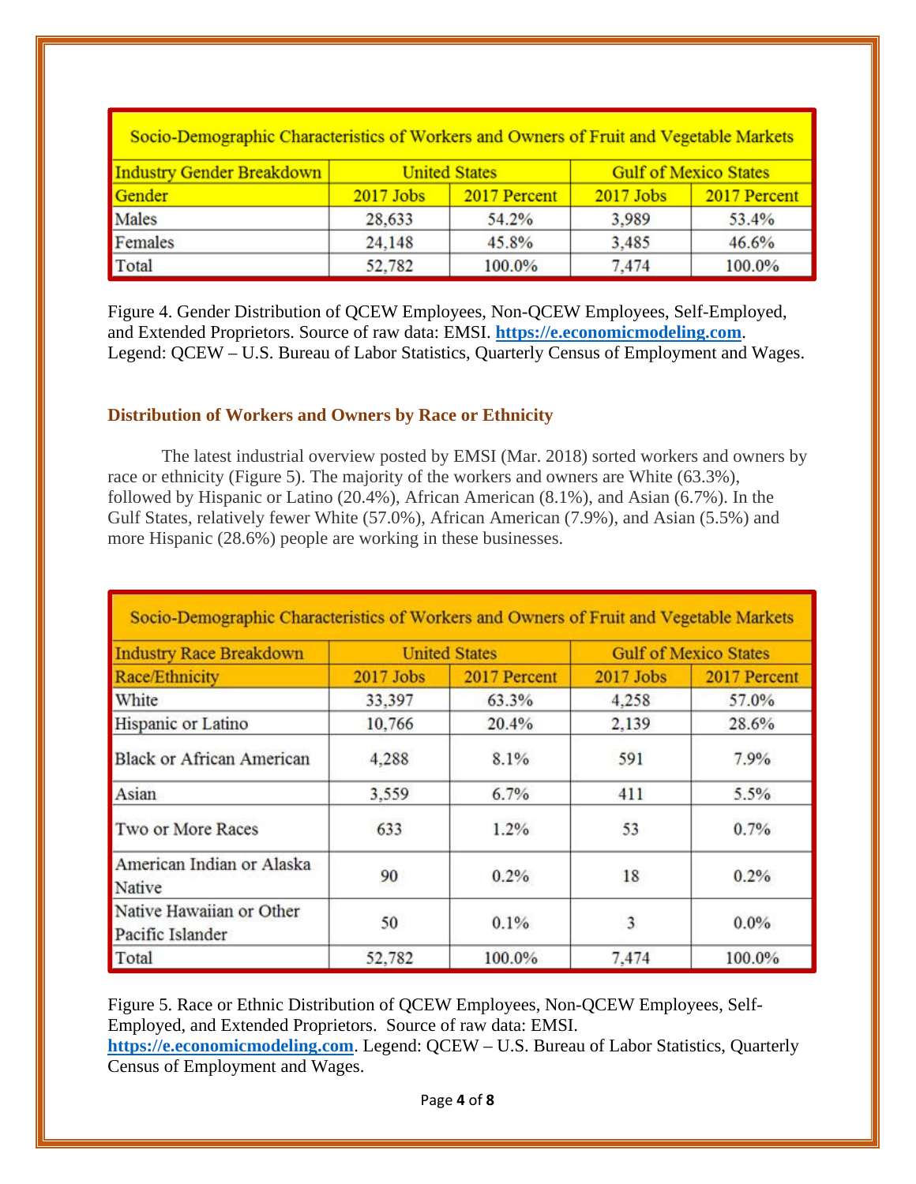| Socio-Demographic Characteristics of Workers and Owners of Fruit and Vegetable Markets | | | | |
|---|---|---|---|---|
| Industry Gender Breakdown | United States | | Gulf of Mexico States | |
| Gender | 2017 Jobs | 2017 Percent | 2017 Jobs | 2017 Percent |
| Males | 28,633 | 54.2% | 3,989 | 53.4% |
| Females | 24,148 | 45.8% | 3,485 | 46.6% |
| Total | 52,782 | 100.0% | 7,474 | 100.0% |

Figure 4. Gender Distribution of QCEW Employees, Non-QCEW Employees, Self-Employed, and Extended Proprietors. Source of raw data: EMSI. **https://e.economicmodeling.com**. Legend: QCEW – U.S. Bureau of Labor Statistics, Quarterly Census of Employment and Wages.

### Distribution of Workers and Owners by Race or Ethnicity

The latest industrial overview posted by EMSI (Mar. 2018) sorted workers and owners by race or ethnicity (Figure 5). The majority of the workers and owners are White (63.3%), followed by Hispanic or Latino (20.4%), African American (8.1%), and Asian (6.7%). In the Gulf States, relatively fewer White (57.0%), African American (7.9%), and Asian (5.5%) and more Hispanic (28.6%) people are working in these businesses.

| Socio-Demographic Characteristics of Workers and Owners of Fruit and Vegetable Markets | | | | |
|---|---|---|---|---|
| Industry Race Breakdown | United States | | Gulf of Mexico States | |
| Race/Ethnicity | 2017 Jobs | 2017 Percent | 2017 Jobs | 2017 Percent |
| White | 33,397 | 63.3% | 4,258 | 57.0% |
| Hispanic or Latino | 10,766 | 20.4% | 2,139 | 28.6% |
| Black or African American | 4,288 | 8.1% | 591 | 7.9% |
| Asian | 3,559 | 6.7% | 411 | 5.5% |
| Two or More Races | 633 | 1.2% | 53 | 0.7% |
| American Indian or Alaska Native | 90 | 0.2% | 18 | 0.2% |
| Native Hawaiian or Other Pacific Islander | 50 | 0.1% | 3 | 0.0% |
| Total | 52,782 | 100.0% | 7,474 | 100.0% |

Figure 5. Race or Ethnic Distribution of QCEW Employees, Non-QCEW Employees, Self-Employed, and Extended Proprietors. Source of raw data: EMSI. **https://e.economicmodeling.com**. Legend: QCEW – U.S. Bureau of Labor Statistics, Quarterly Census of Employment and Wages.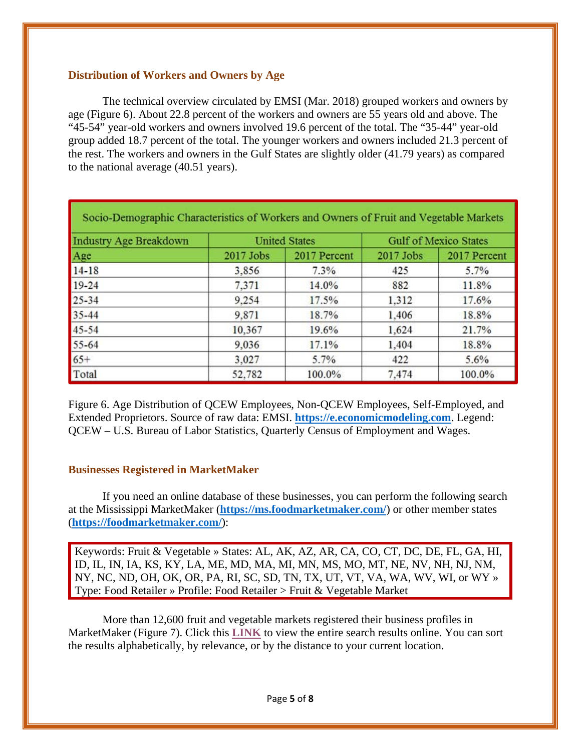### Distribution of Workers and Owners by Age

The technical overview circulated by EMSI (Mar. 2018) grouped workers and owners by age (Figure 6). About 22.8 percent of the workers and owners are 55 years old and above. The "45-54" year-old workers and owners involved 19.6 percent of the total. The "35-44" year-old group added 18.7 percent of the total. The younger workers and owners included 21.3 percent of the rest. The workers and owners in the Gulf States are slightly older (41.79 years) as compared to the national average (40.51 years).

| Socio-Demographic Characteristics of Workers and Owners of Fruit and Vegetable Markets | | | | |
|---|---|---|---|---|
| Industry Age Breakdown | United States | | Gulf of Mexico States | |
| Age | 2017 Jobs | 2017 Percent | 2017 Jobs | 2017 Percent |
| 14-18 | 3,856 | 7.3% | 425 | 5.7% |
| 19-24 | 7,371 | 14.0% | 882 | 11.8% |
| 25-34 | 9,254 | 17.5% | 1,312 | 17.6% |
| 35-44 | 9,871 | 18.7% | 1,406 | 18.8% |
| 45-54 | 10,367 | 19.6% | 1,624 | 21.7% |
| 55-64 | 9,036 | 17.1% | 1,404 | 18.8% |
| 65+ | 3,027 | 5.7% | 422 | 5.6% |
| Total | 52,782 | 100.0% | 7,474 | 100.0% |

Figure 6. Age Distribution of QCEW Employees, Non-QCEW Employees, Self-Employed, and Extended Proprietors. Source of raw data: EMSI. **https://e.economicmodeling.com**. Legend: QCEW – U.S. Bureau of Labor Statistics, Quarterly Census of Employment and Wages.

### Businesses Registered in MarketMaker

If you need an online database of these businesses, you can perform the following search at the Mississippi MarketMaker (**https://ms.foodmarketmaker.com/**) or other member states (**https://foodmarketmaker.com/**):

> Keywords: Fruit & Vegetable » States: AL, AK, AZ, AR, CA, CO, CT, DC, DE, FL, GA, HI, ID, IL, IN, IA, KS, KY, LA, ME, MD, MA, MI, MN, MS, MO, MT, NE, NV, NH, NJ, NM, NY, NC, ND, OH, OK, OR, PA, RI, SC, SD, TN, TX, UT, VT, VA, WA, WV, WI, or WY » Type: Food Retailer » Profile: Food Retailer > Fruit & Vegetable Market

More than 12,600 fruit and vegetable markets registered their business profiles in MarketMaker (Figure 7). Click this **LINK** to view the entire search results online. You can sort the results alphabetically, by relevance, or by the distance to your current location.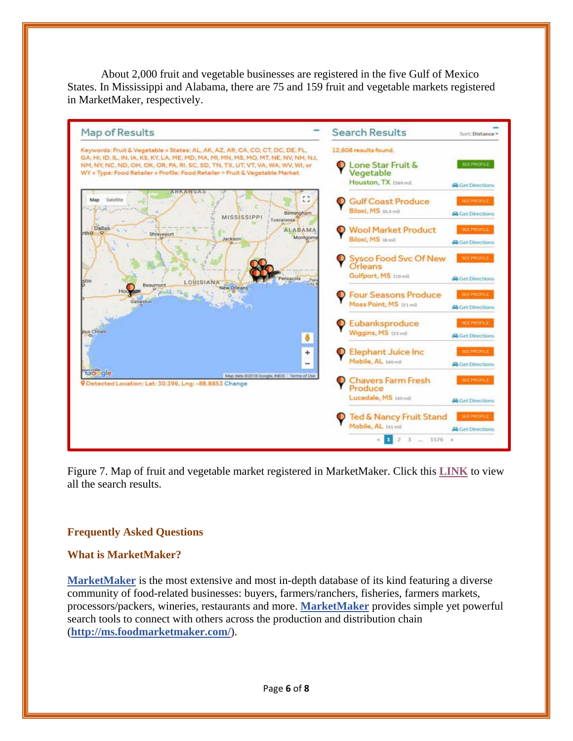About 2,000 fruit and vegetable businesses are registered in the five Gulf of Mexico States. In Mississippi and Alabama, there are 75 and 159 fruit and vegetable markets registered in MarketMaker, respectively.

Figure 7. Map of fruit and vegetable market registered in MarketMaker. Click this **LINK** to view all the search results.

### Frequently Asked Questions

### What is MarketMaker?

**MarketMaker** is the most extensive and most in-depth database of its kind featuring a diverse community of food-related businesses: buyers, farmers/ranchers, fisheries, farmers markets, processors/packers, wineries, restaurants and more. **MarketMaker** provides simple yet powerful search tools to connect with others across the production and distribution chain (**http://ms.foodmarketmaker.com/**).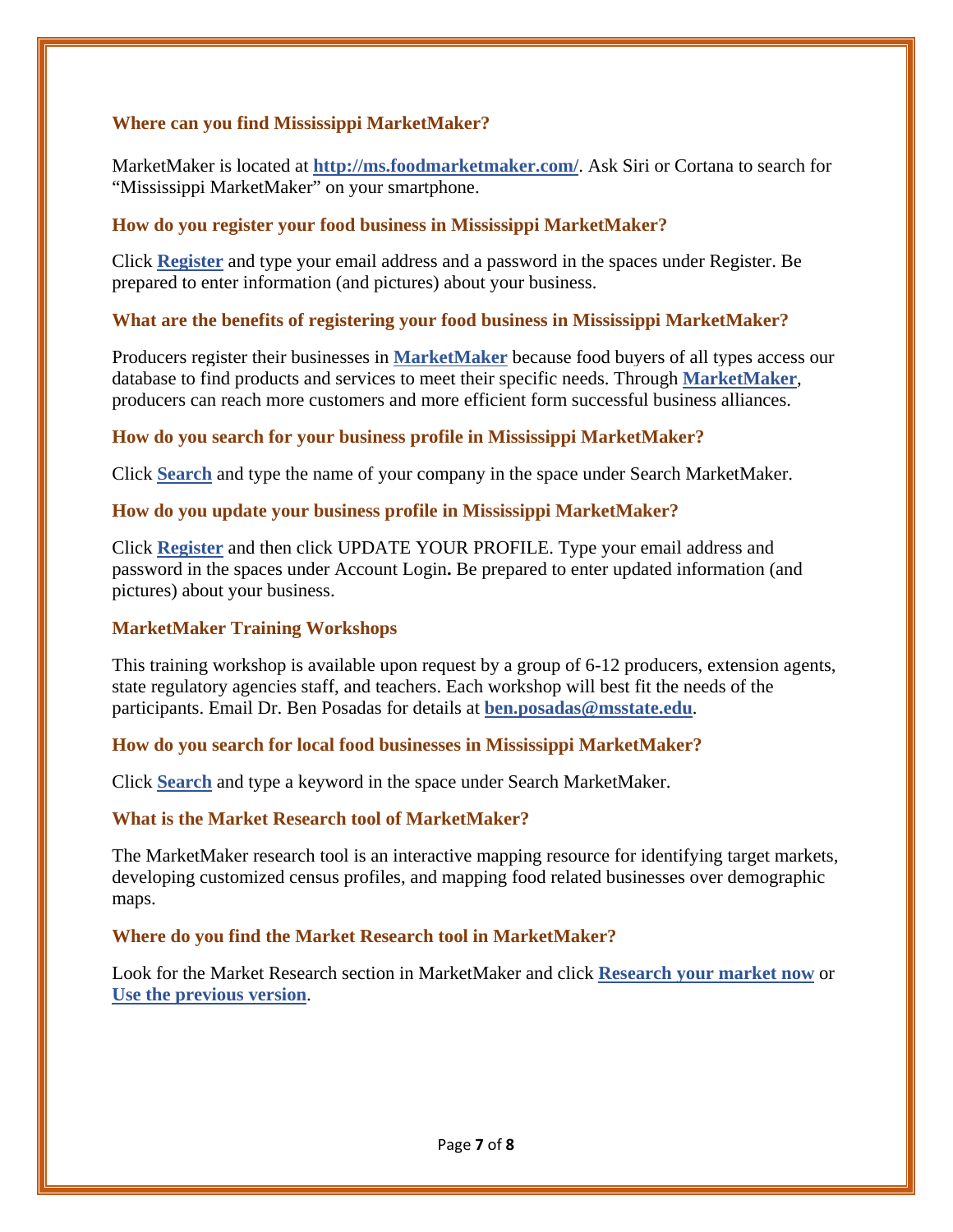### Where can you find Mississippi MarketMaker?

MarketMaker is located at **http://ms.foodmarketmaker.com/**. Ask Siri or Cortana to search for "Mississippi MarketMaker" on your smartphone.

### How do you register your food business in Mississippi MarketMaker?

Click **Register** and type your email address and a password in the spaces under Register. Be prepared to enter information (and pictures) about your business.

### What are the benefits of registering your food business in Mississippi MarketMaker?

Producers register their businesses in **MarketMaker** because food buyers of all types access our database to find products and services to meet their specific needs. Through **MarketMaker**, producers can reach more customers and more efficient form successful business alliances.

### How do you search for your business profile in Mississippi MarketMaker?

Click **Search** and type the name of your company in the space under Search MarketMaker.

### How do you update your business profile in Mississippi MarketMaker?

Click **Register** and then click UPDATE YOUR PROFILE. Type your email address and password in the spaces under Account Login**.** Be prepared to enter updated information (and pictures) about your business.

### MarketMaker Training Workshops

This training workshop is available upon request by a group of 6-12 producers, extension agents, state regulatory agencies staff, and teachers. Each workshop will best fit the needs of the participants. Email Dr. Ben Posadas for details at **ben.posadas@msstate.edu**.

### How do you search for local food businesses in Mississippi MarketMaker?

Click **Search** and type a keyword in the space under Search MarketMaker.

### What is the Market Research tool of MarketMaker?

The MarketMaker research tool is an interactive mapping resource for identifying target markets, developing customized census profiles, and mapping food related businesses over demographic maps.

### Where do you find the Market Research tool in MarketMaker?

Look for the Market Research section in MarketMaker and click **Research your market now** or **Use the previous version**.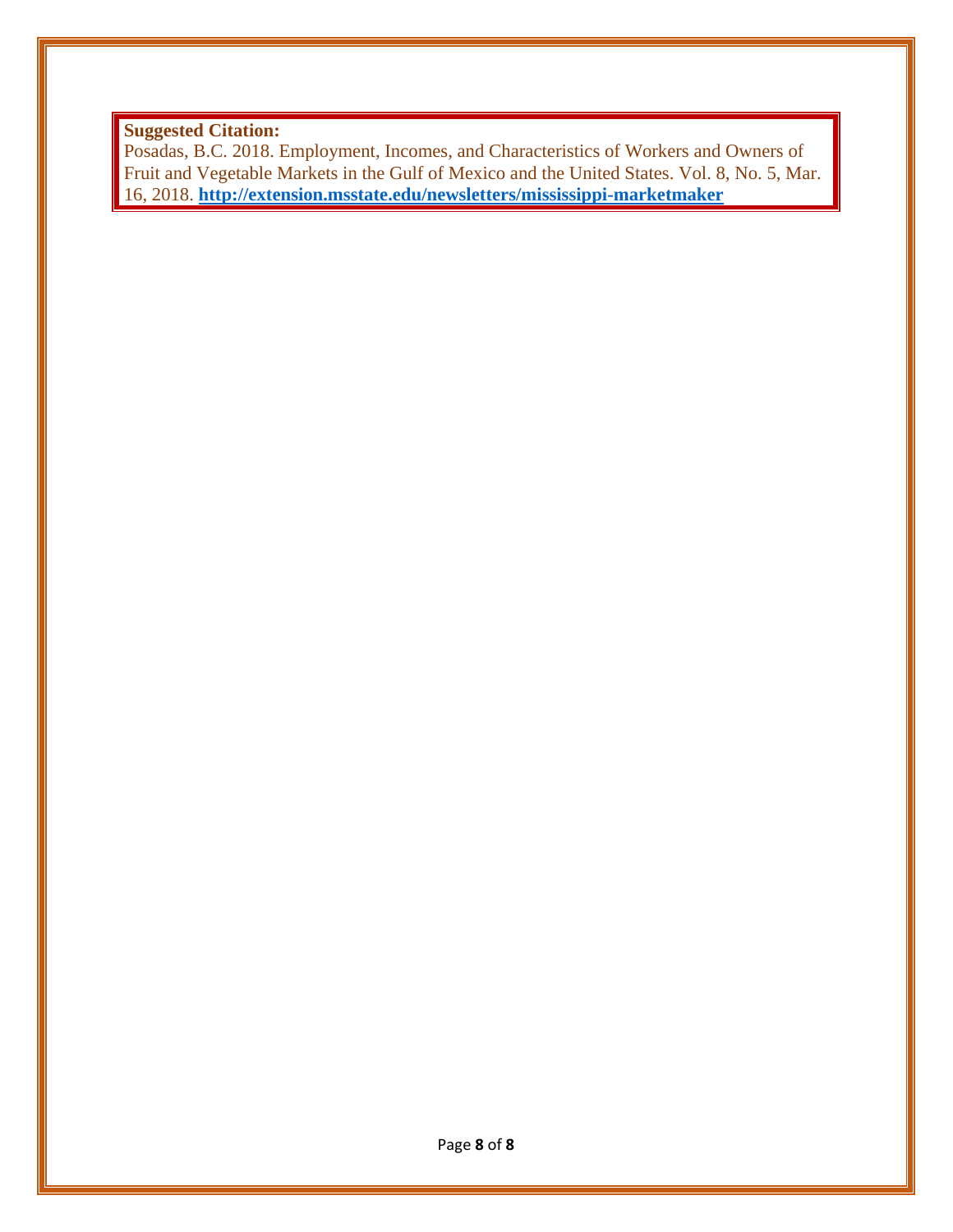**Suggested Citation:**
Posadas, B.C. 2018. Employment, Incomes, and Characteristics of Workers and Owners of Fruit and Vegetable Markets in the Gulf of Mexico and the United States. Vol. 8, No. 5, Mar. 16, 2018. **http://extension.msstate.edu/newsletters/mississippi-marketmaker**